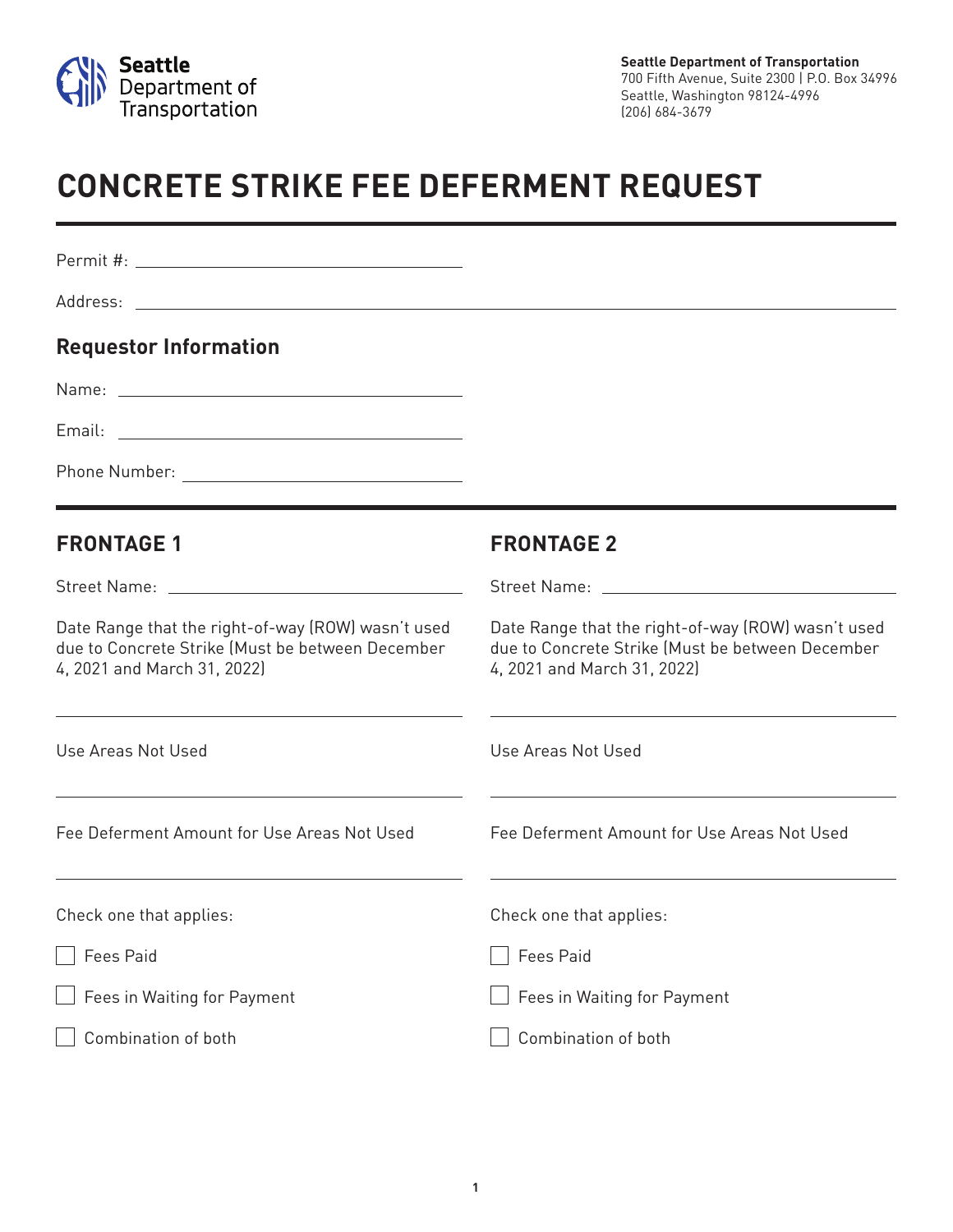**Seattle Department of Transportation**

Seattle Department of Transportation
700 Fifth Avenue, Suite 2300 | P.O. Box 34996
Seattle, Washington 98124-4996
(206) 684-3679

# CONCRETE STRIKE FEE DEFERMENT REQUEST

Permit #: ______________________

Address: ______________________

## Requestor Information

Name: ______________________

Email: ______________________

Phone Number: ______________________

## FRONTAGE 1

Street Name: ______________________

Date Range that the right-of-way (ROW) wasn't used due to Concrete Strike (Must be between December 4, 2021 and March 31, 2022)

______________________

Use Areas Not Used

______________________

Fee Deferment Amount for Use Areas Not Used

______________________

Check one that applies:

- [ ] Fees Paid
- [ ] Fees in Waiting for Payment
- [ ] Combination of both

## FRONTAGE 2

Street Name: ______________________

Date Range that the right-of-way (ROW) wasn't used due to Concrete Strike (Must be between December 4, 2021 and March 31, 2022)

______________________

Use Areas Not Used

______________________

Fee Deferment Amount for Use Areas Not Used

______________________

Check one that applies:

- [ ] Fees Paid
- [ ] Fees in Waiting for Payment
- [ ] Combination of both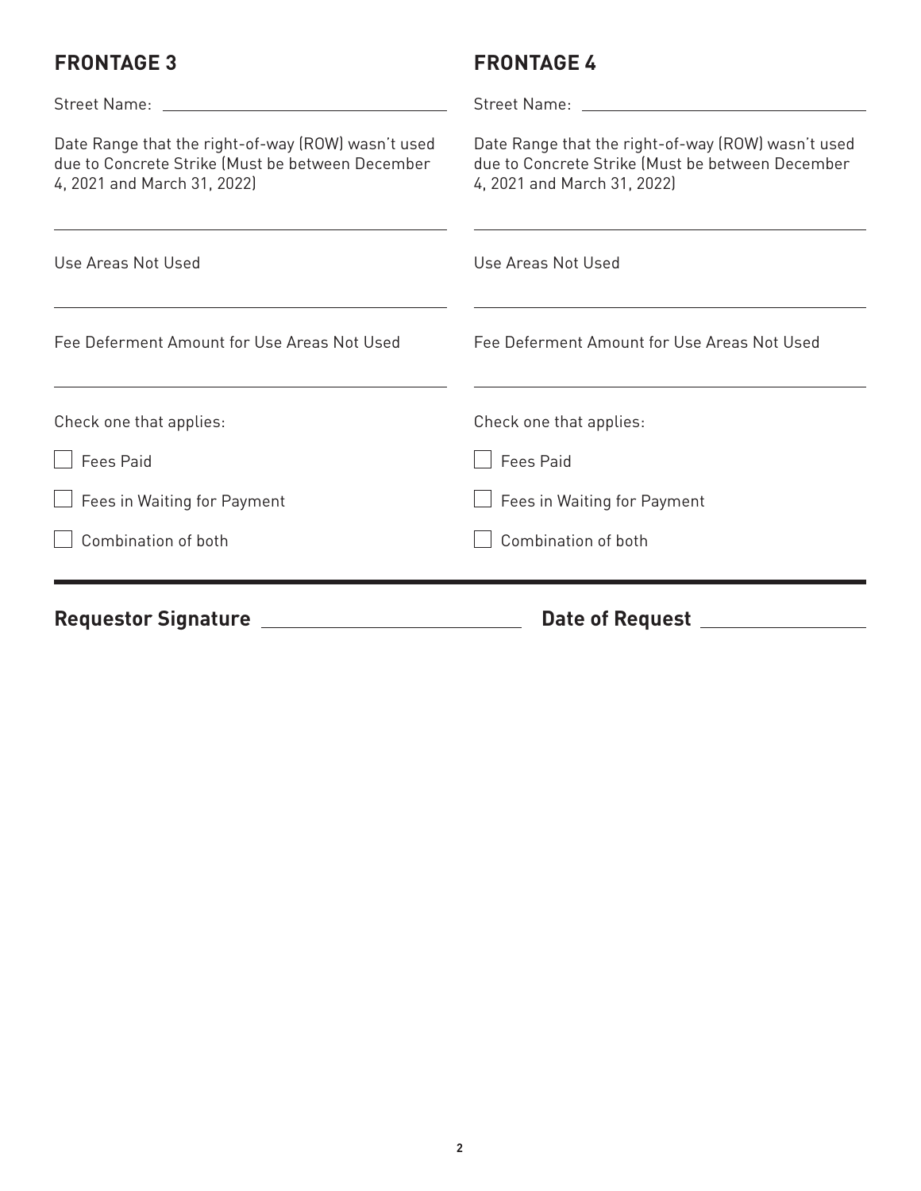## FRONTAGE 3

Street Name: ____________________

Date Range that the right-of-way (ROW) wasn't used due to Concrete Strike (Must be between December 4, 2021 and March 31, 2022)

____________________

Use Areas Not Used

____________________

Fee Deferment Amount for Use Areas Not Used

____________________

Check one that applies:

- [ ] Fees Paid
- [ ] Fees in Waiting for Payment
- [ ] Combination of both

## FRONTAGE 4

Street Name: ____________________

Date Range that the right-of-way (ROW) wasn't used due to Concrete Strike (Must be between December 4, 2021 and March 31, 2022)

____________________

Use Areas Not Used

____________________

Fee Deferment Amount for Use Areas Not Used

____________________

Check one that applies:

- [ ] Fees Paid
- [ ] Fees in Waiting for Payment
- [ ] Combination of both

---

**Requestor Signature** ____________________ **Date of Request** ____________________